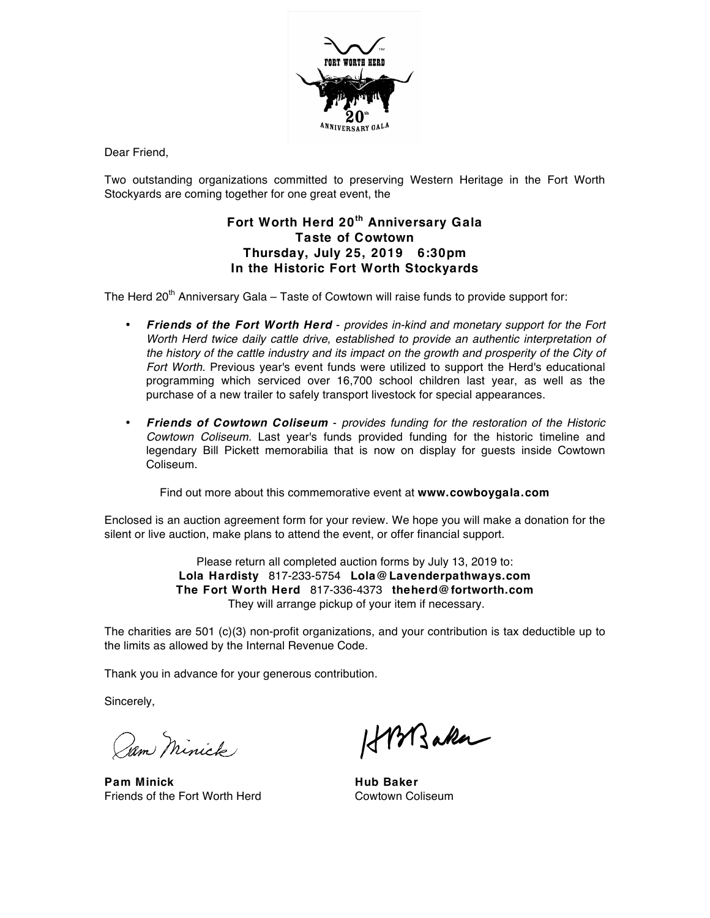Dear Friend,

Two outstanding organizations committed to preserving Western Heritage in the Fort Worth Stockyards are coming together for one great event, the

**Fort Worth Herd 20th Anniversary Gala**
**Taste of Cowtown**
**Thursday, July 25, 2019 6:30pm**
**In the Historic Fort Worth Stockyards**

The Herd 20th Anniversary Gala – Taste of Cowtown will raise funds to provide support for:

- ***Friends of the Fort Worth Herd*** - *provides in-kind and monetary support for the Fort Worth Herd twice daily cattle drive, established to provide an authentic interpretation of the history of the cattle industry and its impact on the growth and prosperity of the City of Fort Worth.* Previous year's event funds were utilized to support the Herd's educational programming which serviced over 16,700 school children last year, as well as the purchase of a new trailer to safely transport livestock for special appearances.

- ***Friends of Cowtown Coliseum*** - *provides funding for the restoration of the Historic Cowtown Coliseum.* Last year's funds provided funding for the historic timeline and legendary Bill Pickett memorabilia that is now on display for guests inside Cowtown Coliseum.

Find out more about this commemorative event at **www.cowboygala.com**

Enclosed is an auction agreement form for your review. We hope you will make a donation for the silent or live auction, make plans to attend the event, or offer financial support.

Please return all completed auction forms by July 13, 2019 to:
**Lola Hardisty** 817-233-5754 **Lola@Lavenderpathways.com**
**The Fort Worth Herd** 817-336-4373 **theherd@fortworth.com**
They will arrange pickup of your item if necessary.

The charities are 501 (c)(3) non-profit organizations, and your contribution is tax deductible up to the limits as allowed by the Internal Revenue Code.

Thank you in advance for your generous contribution.

Sincerely,

**Pam Minick**
Friends of the Fort Worth Herd

**Hub Baker**
Cowtown Coliseum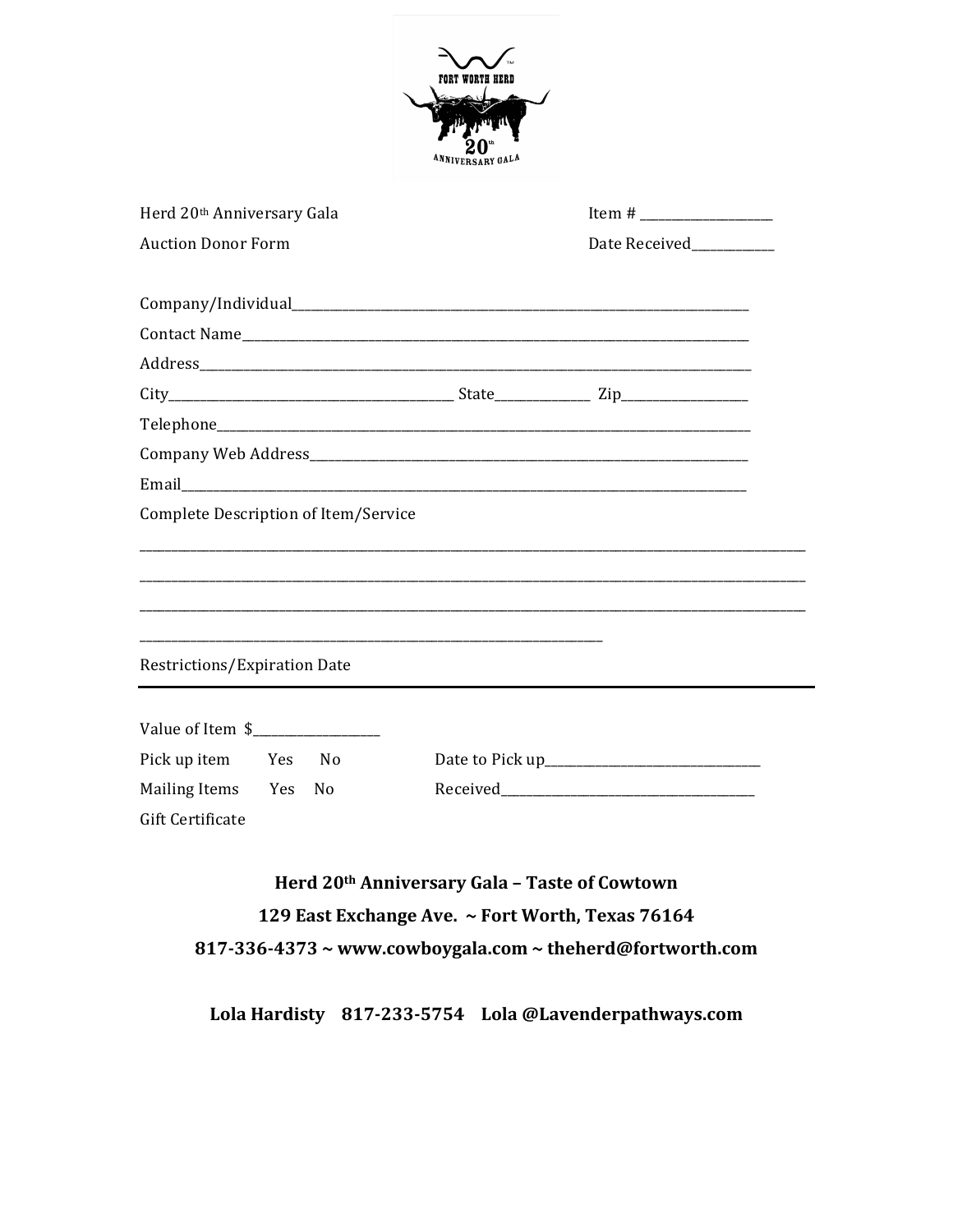Herd 20th Anniversary Gala

Auction Donor Form

Item # ____________________

Date Received____________

Company/Individual______________________________________________________________________________

Contact Name______________________________________________________________________________

Address______________________________________________________________________________

City______________________________________________ State______________ Zip___________________

Telephone______________________________________________________________________________

Company Web Address______________________________________________________________________________

Email______________________________________________________________________________

Complete Description of Item/Service

______________________________________________________________________________________________________

______________________________________________________________________________________________________

______________________________________________________________________________________________________

______________________________________________________________________

Restrictions/Expiration Date

---

Value of Item $___________________

Pick up item Yes No Date to Pick up________________________________

Mailing Items Yes No Received______________________________________

Gift Certificate

**Herd 20th Anniversary Gala – Taste of Cowtown**

**129 East Exchange Ave. ~ Fort Worth, Texas 76164**

**817-336-4373 ~ www.cowboygala.com ~ theherd@fortworth.com**

**Lola Hardisty 817-233-5754 Lola @Lavenderpathways.com**